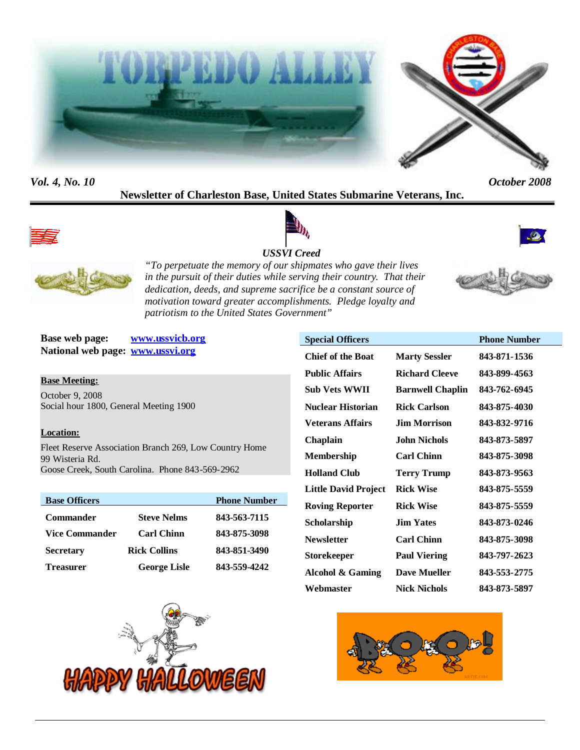# TORPEDO ALLEY

*Vol. 4, No. 10* *October 2008*

**Newsletter of Charleston Base, United States Submarine Veterans, Inc.**

***USSVI Creed***

*"To perpetuate the memory of our shipmates who gave their lives in the pursuit of their duties while serving their country. That their dedication, deeds, and supreme sacrifice be a constant source of motivation toward greater accomplishments. Pledge loyalty and patriotism to the United States Government"*

**Base web page:** www.ussvicb.org
**National web page:** www.ussvi.org

**Base Meeting:**

October 9, 2008
Social hour 1800, General Meeting 1900

**Location:**

Fleet Reserve Association Branch 269, Low Country Home
99 Wisteria Rd.
Goose Creek, South Carolina. Phone 843-569-2962

| Base Officers | | Phone Number |
|---|---|---|
| Commander | Steve Nelms | 843-563-7115 |
| Vice Commander | Carl Chinn | 843-875-3098 |
| Secretary | Rick Collins | 843-851-3490 |
| Treasurer | George Lisle | 843-559-4242 |

| Special Officers | | Phone Number |
|---|---|---|
| Chief of the Boat | Marty Sessler | 843-871-1536 |
| Public Affairs | Richard Cleeve | 843-899-4563 |
| Sub Vets WWII | Barnwell Chaplin | 843-762-6945 |
| Nuclear Historian | Rick Carlson | 843-875-4030 |
| Veterans Affairs | Jim Morrison | 843-832-9716 |
| Chaplain | John Nichols | 843-873-5897 |
| Membership | Carl Chinn | 843-875-3098 |
| Holland Club | Terry Trump | 843-873-9563 |
| Little David Project | Rick Wise | 843-875-5559 |
| Roving Reporter | Rick Wise | 843-875-5559 |
| Scholarship | Jim Yates | 843-873-0246 |
| Newsletter | Carl Chinn | 843-875-3098 |
| Storekeeper | Paul Viering | 843-797-2623 |
| Alcohol & Gaming | Dave Mueller | 843-553-2775 |
| Webmaster | Nick Nichols | 843-873-5897 |

HAPPY HALLOWEEN

BOO!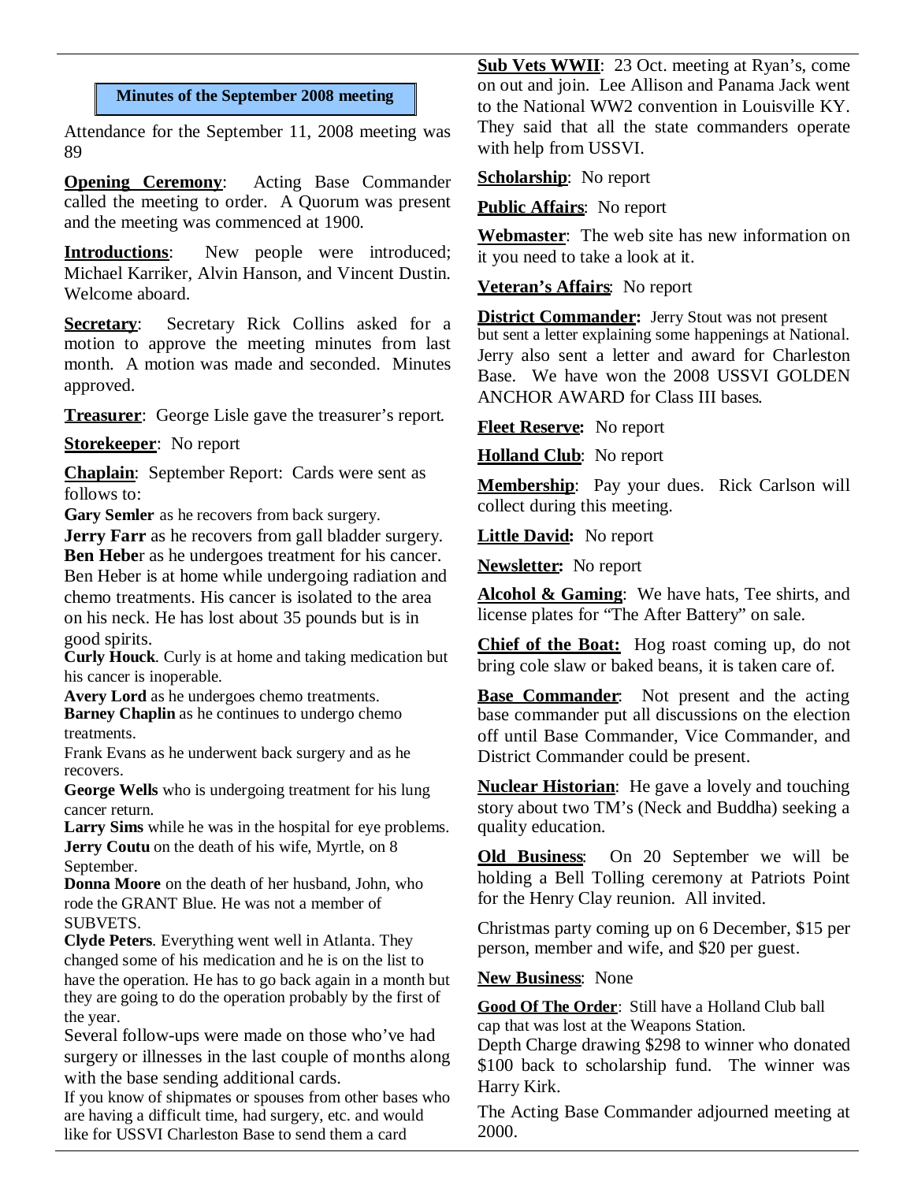## Minutes of the September 2008 meeting

Attendance for the September 11, 2008 meeting was 89

**Opening Ceremony**: Acting Base Commander called the meeting to order. A Quorum was present and the meeting was commenced at 1900.

**Introductions**: New people were introduced; Michael Karriker, Alvin Hanson, and Vincent Dustin. Welcome aboard.

**Secretary**: Secretary Rick Collins asked for a motion to approve the meeting minutes from last month. A motion was made and seconded. Minutes approved.

**Treasurer**: George Lisle gave the treasurer's report.

**Storekeeper**: No report

**Chaplain**: September Report: Cards were sent as follows to:

**Gary Semler** as he recovers from back surgery.

**Jerry Farr** as he recovers from gall bladder surgery.

**Ben Heber** as he undergoes treatment for his cancer. Ben Heber is at home while undergoing radiation and chemo treatments. His cancer is isolated to the area on his neck. He has lost about 35 pounds but is in good spirits.

**Curly Houck**. Curly is at home and taking medication but his cancer is inoperable.

**Avery Lord** as he undergoes chemo treatments.

**Barney Chaplin** as he continues to undergo chemo treatments.

Frank Evans as he underwent back surgery and as he recovers.

**George Wells** who is undergoing treatment for his lung cancer return.

**Larry Sims** while he was in the hospital for eye problems.

**Jerry Coutu** on the death of his wife, Myrtle, on 8 September.

**Donna Moore** on the death of her husband, John, who rode the GRANT Blue. He was not a member of SUBVETS.

**Clyde Peters**. Everything went well in Atlanta. They changed some of his medication and he is on the list to have the operation. He has to go back again in a month but they are going to do the operation probably by the first of the year.

Several follow-ups were made on those who've had surgery or illnesses in the last couple of months along with the base sending additional cards.

If you know of shipmates or spouses from other bases who are having a difficult time, had surgery, etc. and would like for USSVI Charleston Base to send them a card

**Sub Vets WWII**: 23 Oct. meeting at Ryan's, come on out and join. Lee Allison and Panama Jack went to the National WW2 convention in Louisville KY. They said that all the state commanders operate with help from USSVI.

**Scholarship**: No report

**Public Affairs**: No report

**Webmaster**: The web site has new information on it you need to take a look at it.

**Veteran's Affairs**: No report

**District Commander:** Jerry Stout was not present but sent a letter explaining some happenings at National. Jerry also sent a letter and award for Charleston Base. We have won the 2008 USSVI GOLDEN ANCHOR AWARD for Class III bases.

**Fleet Reserve:** No report

**Holland Club**: No report

**Membership**: Pay your dues. Rick Carlson will collect during this meeting.

**Little David:** No report

**Newsletter:** No report

**Alcohol & Gaming**: We have hats, Tee shirts, and license plates for "The After Battery" on sale.

**Chief of the Boat:** Hog roast coming up, do not bring cole slaw or baked beans, it is taken care of.

**Base Commander**: Not present and the acting base commander put all discussions on the election off until Base Commander, Vice Commander, and District Commander could be present.

**Nuclear Historian**: He gave a lovely and touching story about two TM's (Neck and Buddha) seeking a quality education.

**Old Business**: On 20 September we will be holding a Bell Tolling ceremony at Patriots Point for the Henry Clay reunion. All invited.

Christmas party coming up on 6 December, $15 per person, member and wife, and $20 per guest.

**New Business**: None

**Good Of The Order**: Still have a Holland Club ball cap that was lost at the Weapons Station.

Depth Charge drawing $298 to winner who donated $100 back to scholarship fund. The winner was Harry Kirk.

The Acting Base Commander adjourned meeting at 2000.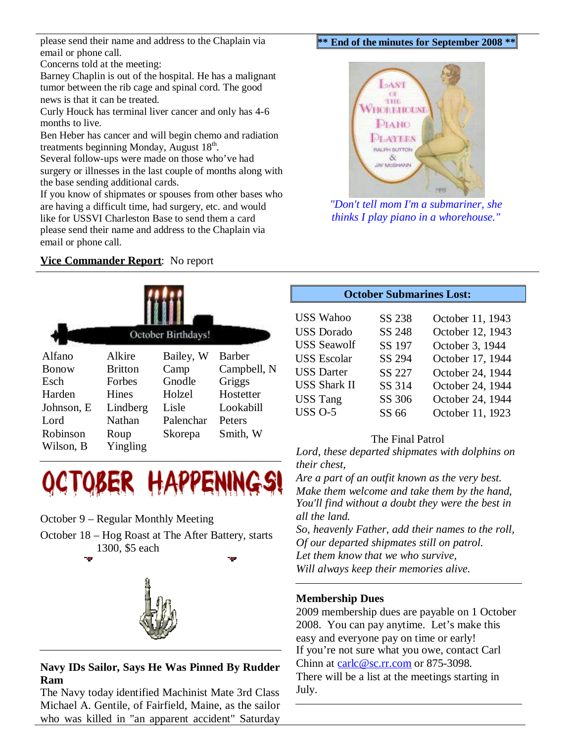please send their name and address to the Chaplain via email or phone call.

Concerns told at the meeting:

Barney Chaplin is out of the hospital. He has a malignant tumor between the rib cage and spinal cord. The good news is that it can be treated.

Curly Houck has terminal liver cancer and only has 4-6 months to live.

Ben Heber has cancer and will begin chemo and radiation treatments beginning Monday, August 18th.

Several follow-ups were made on those who've had surgery or illnesses in the last couple of months along with the base sending additional cards.

If you know of shipmates or spouses from other bases who are having a difficult time, had surgery, etc. and would like for USSVI Charleston Base to send them a card please send their name and address to the Chaplain via email or phone call.

**Vice Commander Report**: No report

**\*\* End of the minutes for September 2008 \*\***

*"Don't tell mom I'm a submariner, she thinks I play piano in a whorehouse."*

## October Birthdays!

| | | | |
|---|---|---|---|
| Alfano | Alkire | Bailey, W | Barber |
| Bonow | Britton | Camp | Campbell, N |
| Esch | Forbes | Gnodle | Griggs |
| Harden | Hines | Holzel | Hostetter |
| Johnson, E | Lindberg | Lisle | Lookabill |
| Lord | Nathan | Palenchar | Peters |
| Robinson | Roup | Skorepa | Smith, W |
| Wilson, B | Yingling | | |

## OCTOBER HAPPENINGS!

October 9 – Regular Monthly Meeting

October 18 – Hog Roast at The After Battery, starts 1300, $5 each

### Navy IDs Sailor, Says He Was Pinned By Rudder Ram

The Navy today identified Machinist Mate 3rd Class Michael A. Gentile, of Fairfield, Maine, as the sailor who was killed in "an apparent accident" Saturday

## October Submarines Lost:

| | | |
|---|---|---|
| USS Wahoo | SS 238 | October 11, 1943 |
| USS Dorado | SS 248 | October 12, 1943 |
| USS Seawolf | SS 197 | October 3, 1944 |
| USS Escolar | SS 294 | October 17, 1944 |
| USS Darter | SS 227 | October 24, 1944 |
| USS Shark II | SS 314 | October 24, 1944 |
| USS Tang | SS 306 | October 24, 1944 |
| USS O-5 | SS 66 | October 11, 1923 |

The Final Patrol

*Lord, these departed shipmates with dolphins on their chest,*
*Are a part of an outfit known as the very best.*
*Make them welcome and take them by the hand,*
*You'll find without a doubt they were the best in all the land.*
*So, heavenly Father, add their names to the roll,*
*Of our departed shipmates still on patrol.*
*Let them know that we who survive,*
*Will always keep their memories alive.*

### Membership Dues

2009 membership dues are payable on 1 October 2008. You can pay anytime. Let's make this easy and everyone pay on time or early!

If you're not sure what you owe, contact Carl Chinn at carlc@sc.rr.com or 875-3098.

There will be a list at the meetings starting in July.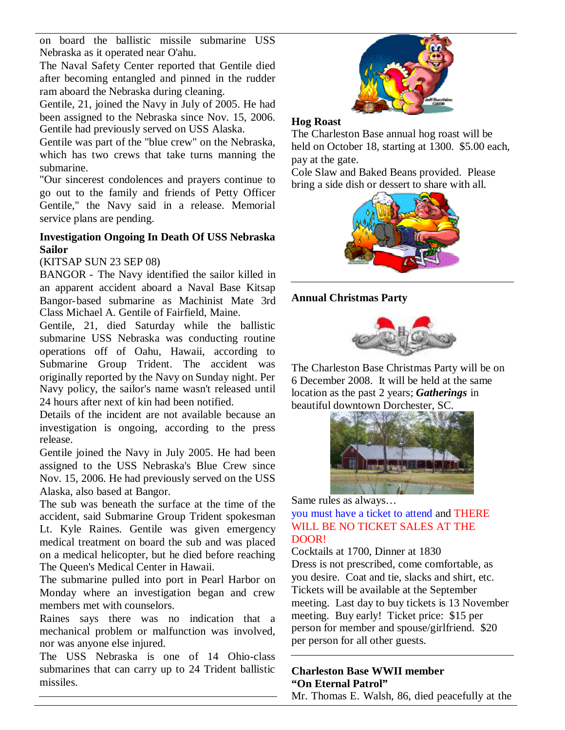on board the ballistic missile submarine USS Nebraska as it operated near O'ahu.

The Naval Safety Center reported that Gentile died after becoming entangled and pinned in the rudder ram aboard the Nebraska during cleaning.

Gentile, 21, joined the Navy in July of 2005. He had been assigned to the Nebraska since Nov. 15, 2006. Gentile had previously served on USS Alaska.

Gentile was part of the "blue crew" on the Nebraska, which has two crews that take turns manning the submarine.

"Our sincerest condolences and prayers continue to go out to the family and friends of Petty Officer Gentile," the Navy said in a release. Memorial service plans are pending.

**Investigation Ongoing In Death Of USS Nebraska Sailor**

(KITSAP SUN 23 SEP 08)

BANGOR - The Navy identified the sailor killed in an apparent accident aboard a Naval Base Kitsap Bangor-based submarine as Machinist Mate 3rd Class Michael A. Gentile of Fairfield, Maine.

Gentile, 21, died Saturday while the ballistic submarine USS Nebraska was conducting routine operations off of Oahu, Hawaii, according to Submarine Group Trident. The accident was originally reported by the Navy on Sunday night. Per Navy policy, the sailor's name wasn't released until 24 hours after next of kin had been notified.

Details of the incident are not available because an investigation is ongoing, according to the press release.

Gentile joined the Navy in July 2005. He had been assigned to the USS Nebraska's Blue Crew since Nov. 15, 2006. He had previously served on the USS Alaska, also based at Bangor.

The sub was beneath the surface at the time of the accident, said Submarine Group Trident spokesman Lt. Kyle Raines. Gentile was given emergency medical treatment on board the sub and was placed on a medical helicopter, but he died before reaching The Queen's Medical Center in Hawaii.

The submarine pulled into port in Pearl Harbor on Monday where an investigation began and crew members met with counselors.

Raines says there was no indication that a mechanical problem or malfunction was involved, nor was anyone else injured.

The USS Nebraska is one of 14 Ohio-class submarines that can carry up to 24 Trident ballistic missiles.

**Hog Roast**

The Charleston Base annual hog roast will be held on October 18, starting at 1300. $5.00 each, pay at the gate.

Cole Slaw and Baked Beans provided. Please bring a side dish or dessert to share with all.

**Annual Christmas Party**

The Charleston Base Christmas Party will be on 6 December 2008. It will be held at the same location as the past 2 years; ***Gatherings*** in beautiful downtown Dorchester, SC.

Same rules as always…

you must have a ticket to attend and THERE WILL BE NO TICKET SALES AT THE DOOR!

Cocktails at 1700, Dinner at 1830

Dress is not prescribed, come comfortable, as you desire. Coat and tie, slacks and shirt, etc. Tickets will be available at the September meeting. Last day to buy tickets is 13 November meeting. Buy early! Ticket price: $15 per person for member and spouse/girlfriend. $20 per person for all other guests.

**Charleston Base WWII member "On Eternal Patrol"**

Mr. Thomas E. Walsh, 86, died peacefully at the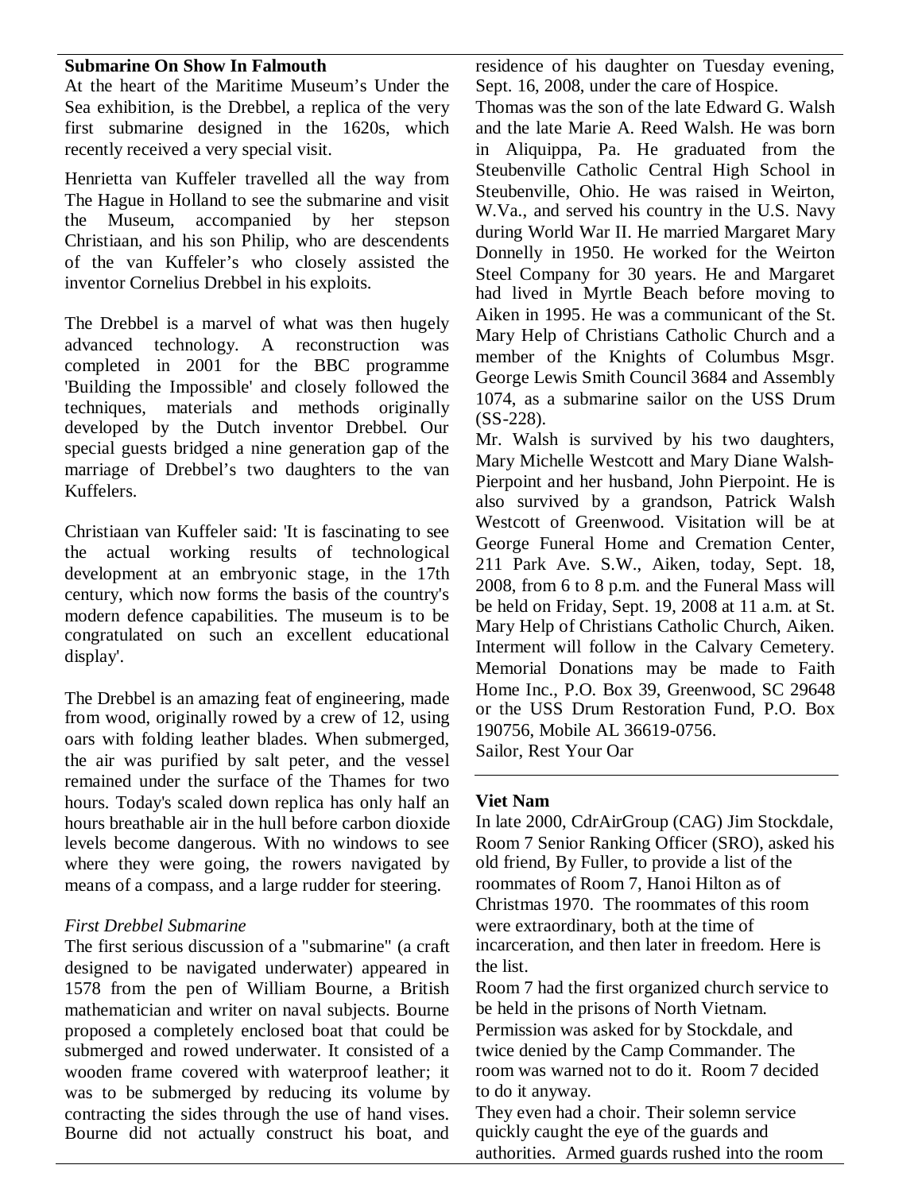## Submarine On Show In Falmouth

At the heart of the Maritime Museum's Under the Sea exhibition, is the Drebbel, a replica of the very first submarine designed in the 1620s, which recently received a very special visit.

Henrietta van Kuffeler travelled all the way from The Hague in Holland to see the submarine and visit the Museum, accompanied by her stepson Christiaan, and his son Philip, who are descendents of the van Kuffeler's who closely assisted the inventor Cornelius Drebbel in his exploits.

The Drebbel is a marvel of what was then hugely advanced technology. A reconstruction was completed in 2001 for the BBC programme 'Building the Impossible' and closely followed the techniques, materials and methods originally developed by the Dutch inventor Drebbel. Our special guests bridged a nine generation gap of the marriage of Drebbel's two daughters to the van Kuffelers.

Christiaan van Kuffeler said: 'It is fascinating to see the actual working results of technological development at an embryonic stage, in the 17th century, which now forms the basis of the country's modern defence capabilities. The museum is to be congratulated on such an excellent educational display'.

The Drebbel is an amazing feat of engineering, made from wood, originally rowed by a crew of 12, using oars with folding leather blades. When submerged, the air was purified by salt peter, and the vessel remained under the surface of the Thames for two hours. Today's scaled down replica has only half an hours breathable air in the hull before carbon dioxide levels become dangerous. With no windows to see where they were going, the rowers navigated by means of a compass, and a large rudder for steering.

### *First Drebbel Submarine*

The first serious discussion of a "submarine" (a craft designed to be navigated underwater) appeared in 1578 from the pen of William Bourne, a British mathematician and writer on naval subjects. Bourne proposed a completely enclosed boat that could be submerged and rowed underwater. It consisted of a wooden frame covered with waterproof leather; it was to be submerged by reducing its volume by contracting the sides through the use of hand vises. Bourne did not actually construct his boat, and

residence of his daughter on Tuesday evening, Sept. 16, 2008, under the care of Hospice.

Thomas was the son of the late Edward G. Walsh and the late Marie A. Reed Walsh. He was born in Aliquippa, Pa. He graduated from the Steubenville Catholic Central High School in Steubenville, Ohio. He was raised in Weirton, W.Va., and served his country in the U.S. Navy during World War II. He married Margaret Mary Donnelly in 1950. He worked for the Weirton Steel Company for 30 years. He and Margaret had lived in Myrtle Beach before moving to Aiken in 1995. He was a communicant of the St. Mary Help of Christians Catholic Church and a member of the Knights of Columbus Msgr. George Lewis Smith Council 3684 and Assembly 1074, as a submarine sailor on the USS Drum (SS-228).

Mr. Walsh is survived by his two daughters, Mary Michelle Westcott and Mary Diane Walsh-Pierpoint and her husband, John Pierpoint. He is also survived by a grandson, Patrick Walsh Westcott of Greenwood. Visitation will be at George Funeral Home and Cremation Center, 211 Park Ave. S.W., Aiken, today, Sept. 18, 2008, from 6 to 8 p.m. and the Funeral Mass will be held on Friday, Sept. 19, 2008 at 11 a.m. at St. Mary Help of Christians Catholic Church, Aiken. Interment will follow in the Calvary Cemetery. Memorial Donations may be made to Faith Home Inc., P.O. Box 39, Greenwood, SC 29648 or the USS Drum Restoration Fund, P.O. Box 190756, Mobile AL 36619-0756.

Sailor, Rest Your Oar

## Viet Nam

In late 2000, CdrAirGroup (CAG) Jim Stockdale, Room 7 Senior Ranking Officer (SRO), asked his old friend, By Fuller, to provide a list of the roommates of Room 7, Hanoi Hilton as of Christmas 1970. The roommates of this room were extraordinary, both at the time of incarceration, and then later in freedom. Here is the list.

Room 7 had the first organized church service to be held in the prisons of North Vietnam. Permission was asked for by Stockdale, and twice denied by the Camp Commander. The room was warned not to do it. Room 7 decided to do it anyway.

They even had a choir. Their solemn service quickly caught the eye of the guards and authorities. Armed guards rushed into the room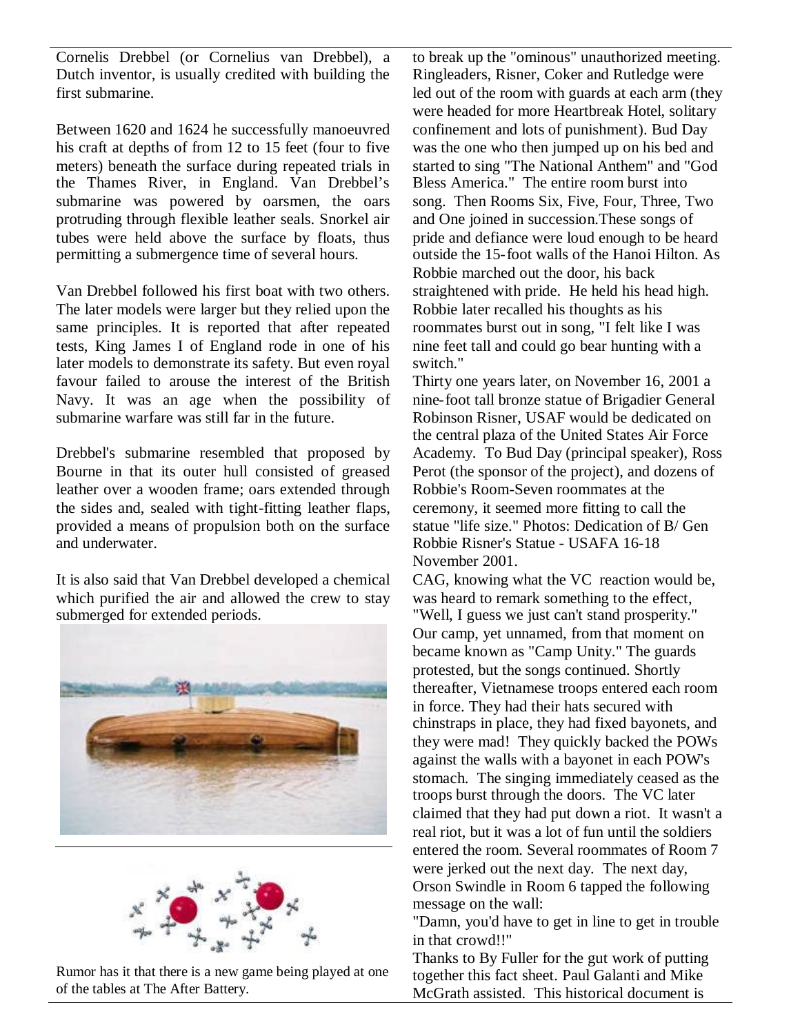Cornelis Drebbel (or Cornelius van Drebbel), a Dutch inventor, is usually credited with building the first submarine.

Between 1620 and 1624 he successfully manoeuvred his craft at depths of from 12 to 15 feet (four to five meters) beneath the surface during repeated trials in the Thames River, in England. Van Drebbel's submarine was powered by oarsmen, the oars protruding through flexible leather seals. Snorkel air tubes were held above the surface by floats, thus permitting a submergence time of several hours.

Van Drebbel followed his first boat with two others. The later models were larger but they relied upon the same principles. It is reported that after repeated tests, King James I of England rode in one of his later models to demonstrate its safety. But even royal favour failed to arouse the interest of the British Navy. It was an age when the possibility of submarine warfare was still far in the future.

Drebbel's submarine resembled that proposed by Bourne in that its outer hull consisted of greased leather over a wooden frame; oars extended through the sides and, sealed with tight-fitting leather flaps, provided a means of propulsion both on the surface and underwater.

It is also said that Van Drebbel developed a chemical which purified the air and allowed the crew to stay submerged for extended periods.

Rumor has it that there is a new game being played at one of the tables at The After Battery.

to break up the "ominous" unauthorized meeting. Ringleaders, Risner, Coker and Rutledge were led out of the room with guards at each arm (they were headed for more Heartbreak Hotel, solitary confinement and lots of punishment). Bud Day was the one who then jumped up on his bed and started to sing "The National Anthem" and "God Bless America." The entire room burst into song. Then Rooms Six, Five, Four, Three, Two and One joined in succession.These songs of pride and defiance were loud enough to be heard outside the 15-foot walls of the Hanoi Hilton. As Robbie marched out the door, his back straightened with pride. He held his head high. Robbie later recalled his thoughts as his roommates burst out in song, "I felt like I was nine feet tall and could go bear hunting with a switch."

Thirty one years later, on November 16, 2001 a nine-foot tall bronze statue of Brigadier General Robinson Risner, USAF would be dedicated on the central plaza of the United States Air Force Academy. To Bud Day (principal speaker), Ross Perot (the sponsor of the project), and dozens of Robbie's Room-Seven roommates at the ceremony, it seemed more fitting to call the statue "life size." Photos: Dedication of B/ Gen Robbie Risner's Statue - USAFA 16-18 November 2001.

CAG, knowing what the VC reaction would be, was heard to remark something to the effect, "Well, I guess we just can't stand prosperity." Our camp, yet unnamed, from that moment on became known as "Camp Unity." The guards protested, but the songs continued. Shortly thereafter, Vietnamese troops entered each room in force. They had their hats secured with chinstraps in place, they had fixed bayonets, and they were mad! They quickly backed the POWs against the walls with a bayonet in each POW's stomach. The singing immediately ceased as the troops burst through the doors. The VC later claimed that they had put down a riot. It wasn't a real riot, but it was a lot of fun until the soldiers entered the room. Several roommates of Room 7 were jerked out the next day. The next day, Orson Swindle in Room 6 tapped the following message on the wall:

"Damn, you'd have to get in line to get in trouble in that crowd!!"

Thanks to By Fuller for the gut work of putting together this fact sheet. Paul Galanti and Mike McGrath assisted. This historical document is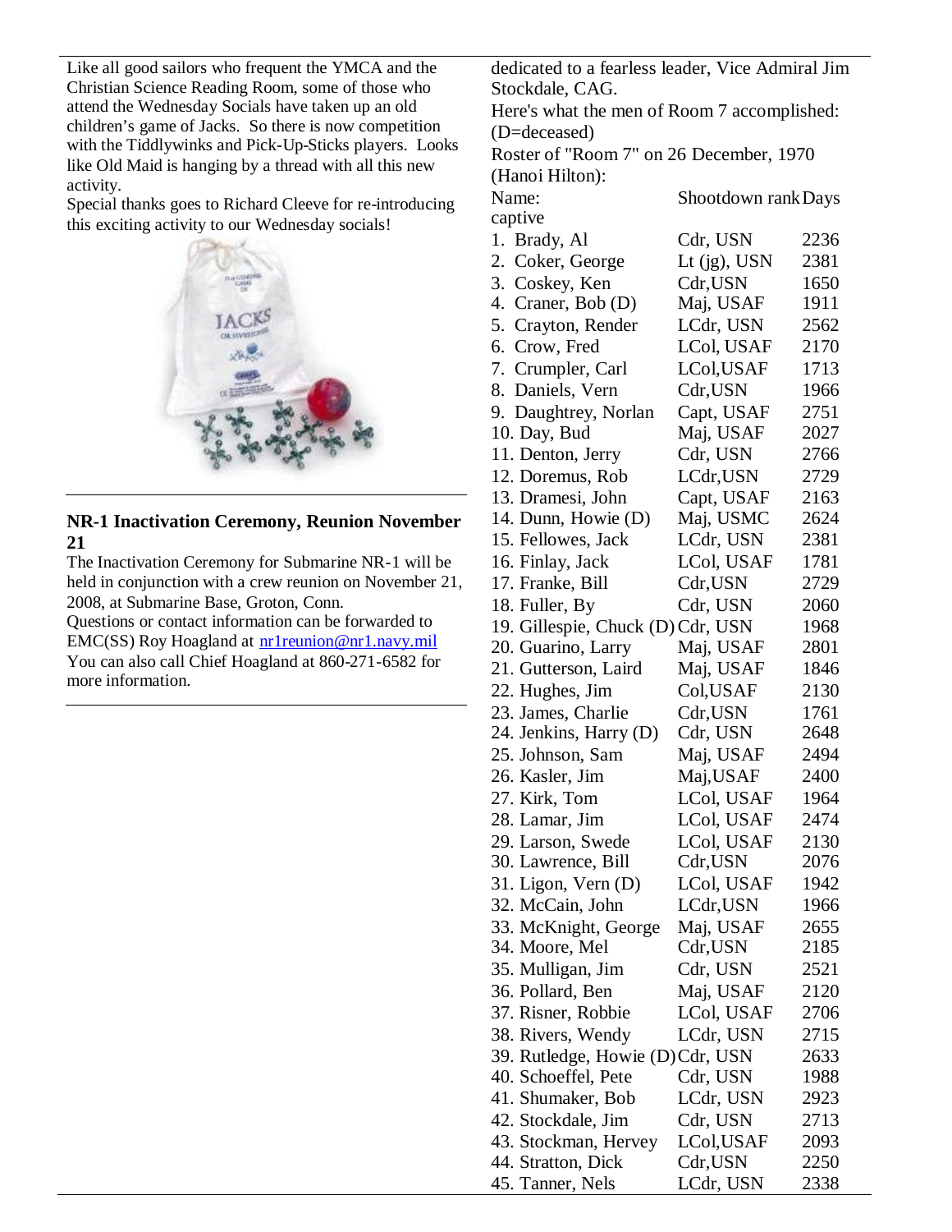Like all good sailors who frequent the YMCA and the Christian Science Reading Room, some of those who attend the Wednesday Socials have taken up an old children's game of Jacks. So there is now competition with the Tiddlywinks and Pick-Up-Sticks players. Looks like Old Maid is hanging by a thread with all this new activity.

Special thanks goes to Richard Cleeve for re-introducing this exciting activity to our Wednesday socials!

---

**NR-1 Inactivation Ceremony, Reunion November 21**

The Inactivation Ceremony for Submarine NR-1 will be held in conjunction with a crew reunion on November 21, 2008, at Submarine Base, Groton, Conn.

Questions or contact information can be forwarded to EMC(SS) Roy Hoagland at nr1reunion@nr1.navy.mil

You can also call Chief Hoagland at 860-271-6582 for more information.

---

dedicated to a fearless leader, Vice Admiral Jim Stockdale, CAG.

Here's what the men of Room 7 accomplished: (D=deceased)

Roster of "Room 7" on 26 December, 1970 (Hanoi Hilton):

| Name: | Shootdown rank | Days captive |
|---|---|---|
| 1. Brady, Al | Cdr, USN | 2236 |
| 2. Coker, George | Lt (jg), USN | 2381 |
| 3. Coskey, Ken | Cdr,USN | 1650 |
| 4. Craner, Bob (D) | Maj, USAF | 1911 |
| 5. Crayton, Render | LCdr, USN | 2562 |
| 6. Crow, Fred | LCol, USAF | 2170 |
| 7. Crumpler, Carl | LCol,USAF | 1713 |
| 8. Daniels, Vern | Cdr,USN | 1966 |
| 9. Daughtrey, Norlan | Capt, USAF | 2751 |
| 10. Day, Bud | Maj, USAF | 2027 |
| 11. Denton, Jerry | Cdr, USN | 2766 |
| 12. Doremus, Rob | LCdr,USN | 2729 |
| 13. Dramesi, John | Capt, USAF | 2163 |
| 14. Dunn, Howie (D) | Maj, USMC | 2624 |
| 15. Fellowes, Jack | LCdr, USN | 2381 |
| 16. Finlay, Jack | LCol, USAF | 1781 |
| 17. Franke, Bill | Cdr,USN | 2729 |
| 18. Fuller, By | Cdr, USN | 2060 |
| 19. Gillespie, Chuck (D) | Cdr, USN | 1968 |
| 20. Guarino, Larry | Maj, USAF | 2801 |
| 21. Gutterson, Laird | Maj, USAF | 1846 |
| 22. Hughes, Jim | Col,USAF | 2130 |
| 23. James, Charlie | Cdr,USN | 1761 |
| 24. Jenkins, Harry (D) | Cdr, USN | 2648 |
| 25. Johnson, Sam | Maj, USAF | 2494 |
| 26. Kasler, Jim | Maj,USAF | 2400 |
| 27. Kirk, Tom | LCol, USAF | 1964 |
| 28. Lamar, Jim | LCol, USAF | 2474 |
| 29. Larson, Swede | LCol, USAF | 2130 |
| 30. Lawrence, Bill | Cdr,USN | 2076 |
| 31. Ligon, Vern (D) | LCol, USAF | 1942 |
| 32. McCain, John | LCdr,USN | 1966 |
| 33. McKnight, George | Maj, USAF | 2655 |
| 34. Moore, Mel | Cdr,USN | 2185 |
| 35. Mulligan, Jim | Cdr, USN | 2521 |
| 36. Pollard, Ben | Maj, USAF | 2120 |
| 37. Risner, Robbie | LCol, USAF | 2706 |
| 38. Rivers, Wendy | LCdr, USN | 2715 |
| 39. Rutledge, Howie (D) | Cdr, USN | 2633 |
| 40. Schoeffel, Pete | Cdr, USN | 1988 |
| 41. Shumaker, Bob | LCdr, USN | 2923 |
| 42. Stockdale, Jim | Cdr, USN | 2713 |
| 43. Stockman, Hervey | LCol,USAF | 2093 |
| 44. Stratton, Dick | Cdr,USN | 2250 |
| 45. Tanner, Nels | LCdr, USN | 2338 |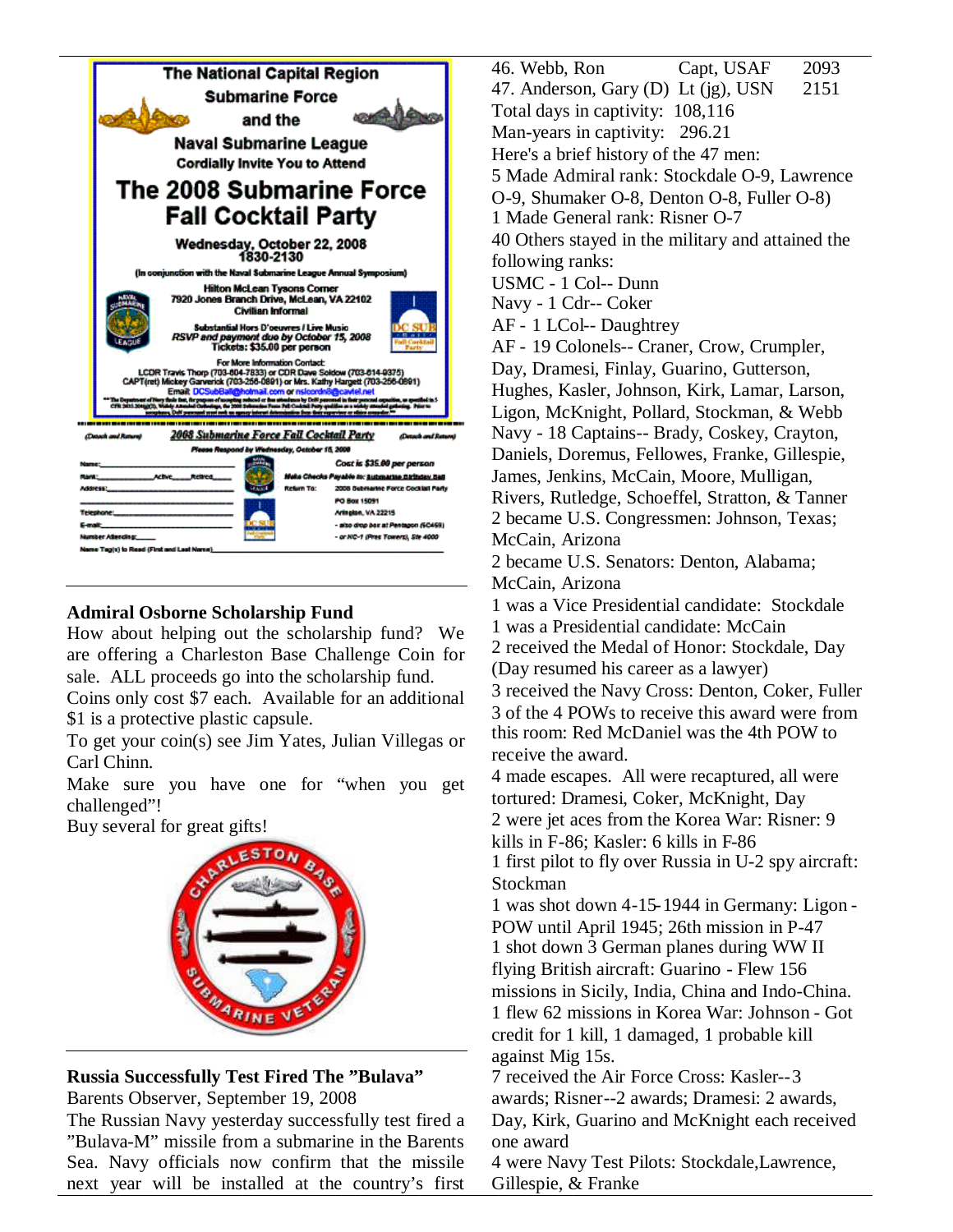The National Capital Region Submarine Force and the Naval Submarine League Cordially Invite You to Attend

**The 2008 Submarine Force Fall Cocktail Party**

Wednesday, October 22, 2008
1830-2130

(In conjunction with the Naval Submarine League Annual Symposium)

Hilton McLean Tysons Corner
7920 Jones Branch Drive, McLean, VA 22102
Civilian Informal

Substantial Hors D'oeuvres / Live Music
RSVP and payment due by October 15, 2008
Tickets: $35.00 per person

For More Information Contact:
LCDR Travis Thorp (703-604-7833) or CDR Dave Soldow (703-614-9375)
CAPT(ret) Mickey Garverick (703-256-0891) or Mrs. Kathy Hargett (703-256-0891)
Email: DCSubBall@hotmail.com or nslcordn8@cavtel.net

(Detach and Return) **2008 Submarine Force Fall Cocktail Party** (Detach and Return)

Please Respond by Wednesday, October 15, 2008

Name: ______
Rank: ______ Active___ Retired___
Address: ______
Telephone: ______
E-mail: ______
Number Attending: ______
Name Tag(s) to Read (First and Last Name) ______

Cost is $35.00 per person
Make Checks Payable to: Submarine Birthday Ball
Return To: 2008 Submarine Force Cocktail Party
PO Box 15091
Arlington, VA 22215
- also drop box at Pentagon (5C459)
- or NC-1 (Pres Towers), Ste 4000

## Admiral Osborne Scholarship Fund

How about helping out the scholarship fund? We are offering a Charleston Base Challenge Coin for sale. ALL proceeds go into the scholarship fund.

Coins only cost $7 each. Available for an additional $1 is a protective plastic capsule.

To get your coin(s) see Jim Yates, Julian Villegas or Carl Chinn.

Make sure you have one for "when you get challenged"!

Buy several for great gifts!

## Russia Successfully Test Fired The "Bulava"

Barents Observer, September 19, 2008

The Russian Navy yesterday successfully test fired a "Bulava-M" missile from a submarine in the Barents Sea. Navy officials now confirm that the missile next year will be installed at the country's first

46. Webb, Ron Capt, USAF 2093
47. Anderson, Gary (D) Lt (jg), USN 2151

Total days in captivity: 108,116
Man-years in captivity: 296.21

Here's a brief history of the 47 men:

5 Made Admiral rank: Stockdale O-9, Lawrence O-9, Shumaker O-8, Denton O-8, Fuller O-8)

1 Made General rank: Risner O-7

40 Others stayed in the military and attained the following ranks:

USMC - 1 Col-- Dunn

Navy - 1 Cdr-- Coker

AF - 1 LCol-- Daughtrey

AF - 19 Colonels-- Craner, Crow, Crumpler, Day, Dramesi, Finlay, Guarino, Gutterson, Hughes, Kasler, Johnson, Kirk, Lamar, Larson, Ligon, McKnight, Pollard, Stockman, & Webb

Navy - 18 Captains-- Brady, Coskey, Crayton, Daniels, Doremus, Fellowes, Franke, Gillespie, James, Jenkins, McCain, Moore, Mulligan, Rivers, Rutledge, Schoeffel, Stratton, & Tanner

2 became U.S. Congressmen: Johnson, Texas; McCain, Arizona

2 became U.S. Senators: Denton, Alabama; McCain, Arizona

1 was a Vice Presidential candidate: Stockdale

1 was a Presidential candidate: McCain

2 received the Medal of Honor: Stockdale, Day (Day resumed his career as a lawyer)

3 received the Navy Cross: Denton, Coker, Fuller

3 of the 4 POWs to receive this award were from this room: Red McDaniel was the 4th POW to receive the award.

4 made escapes. All were recaptured, all were tortured: Dramesi, Coker, McKnight, Day

2 were jet aces from the Korea War: Risner: 9 kills in F-86; Kasler: 6 kills in F-86

1 first pilot to fly over Russia in U-2 spy aircraft: Stockman

1 was shot down 4-15-1944 in Germany: Ligon - POW until April 1945; 26th mission in P-47

1 shot down 3 German planes during WW II flying British aircraft: Guarino - Flew 156 missions in Sicily, India, China and Indo-China.

1 flew 62 missions in Korea War: Johnson - Got credit for 1 kill, 1 damaged, 1 probable kill against Mig 15s.

7 received the Air Force Cross: Kasler--3 awards; Risner--2 awards; Dramesi: 2 awards, Day, Kirk, Guarino and McKnight each received one award

4 were Navy Test Pilots: Stockdale, Lawrence, Gillespie, & Franke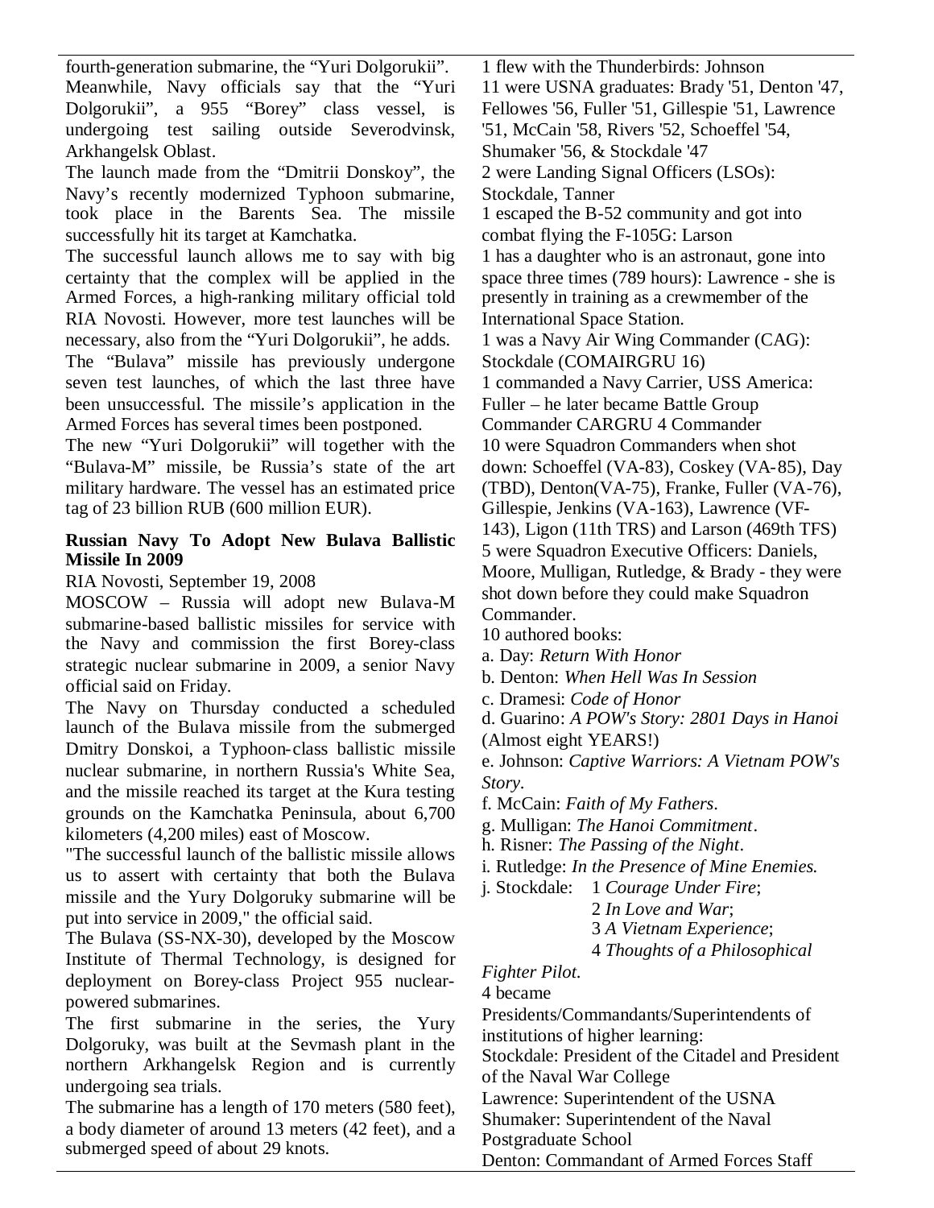fourth-generation submarine, the "Yuri Dolgorukii".

Meanwhile, Navy officials say that the "Yuri Dolgorukii", a 955 "Borey" class vessel, is undergoing test sailing outside Severodvinsk, Arkhangelsk Oblast.

The launch made from the "Dmitrii Donskoy", the Navy's recently modernized Typhoon submarine, took place in the Barents Sea. The missile successfully hit its target at Kamchatka.

The successful launch allows me to say with big certainty that the complex will be applied in the Armed Forces, a high-ranking military official told RIA Novosti. However, more test launches will be necessary, also from the "Yuri Dolgorukii", he adds.

The "Bulava" missile has previously undergone seven test launches, of which the last three have been unsuccessful. The missile's application in the Armed Forces has several times been postponed.

The new "Yuri Dolgorukii" will together with the "Bulava-M" missile, be Russia's state of the art military hardware. The vessel has an estimated price tag of 23 billion RUB (600 million EUR).

**Russian Navy To Adopt New Bulava Ballistic Missile In 2009**

RIA Novosti, September 19, 2008

MOSCOW – Russia will adopt new Bulava-M submarine-based ballistic missiles for service with the Navy and commission the first Borey-class strategic nuclear submarine in 2009, a senior Navy official said on Friday.

The Navy on Thursday conducted a scheduled launch of the Bulava missile from the submerged Dmitry Donskoi, a Typhoon-class ballistic missile nuclear submarine, in northern Russia's White Sea, and the missile reached its target at the Kura testing grounds on the Kamchatka Peninsula, about 6,700 kilometers (4,200 miles) east of Moscow.

"The successful launch of the ballistic missile allows us to assert with certainty that both the Bulava missile and the Yury Dolgoruky submarine will be put into service in 2009," the official said.

The Bulava (SS-NX-30), developed by the Moscow Institute of Thermal Technology, is designed for deployment on Borey-class Project 955 nuclear-powered submarines.

The first submarine in the series, the Yury Dolgoruky, was built at the Sevmash plant in the northern Arkhangelsk Region and is currently undergoing sea trials.

The submarine has a length of 170 meters (580 feet), a body diameter of around 13 meters (42 feet), and a submerged speed of about 29 knots.

1 flew with the Thunderbirds: Johnson

11 were USNA graduates: Brady '51, Denton '47, Fellowes '56, Fuller '51, Gillespie '51, Lawrence '51, McCain '58, Rivers '52, Schoeffel '54, Shumaker '56, & Stockdale '47

2 were Landing Signal Officers (LSOs): Stockdale, Tanner

1 escaped the B-52 community and got into combat flying the F-105G: Larson

1 has a daughter who is an astronaut, gone into space three times (789 hours): Lawrence - she is presently in training as a crewmember of the International Space Station.

1 was a Navy Air Wing Commander (CAG): Stockdale (COMAIRGRU 16)

1 commanded a Navy Carrier, USS America: Fuller – he later became Battle Group Commander CARGRU 4 Commander

10 were Squadron Commanders when shot down: Schoeffel (VA-83), Coskey (VA-85), Day (TBD), Denton(VA-75), Franke, Fuller (VA-76), Gillespie, Jenkins (VA-163), Lawrence (VF-143), Ligon (11th TRS) and Larson (469th TFS)

5 were Squadron Executive Officers: Daniels, Moore, Mulligan, Rutledge, & Brady - they were shot down before they could make Squadron Commander.

10 authored books:

a. Day: *Return With Honor*

b. Denton: *When Hell Was In Session*

c. Dramesi: *Code of Honor*

d. Guarino: *A POW's Story: 2801 Days in Hanoi* (Almost eight YEARS!)

e. Johnson: *Captive Warriors: A Vietnam POW's Story.*

f. McCain: *Faith of My Fathers.*

g. Mulligan: *The Hanoi Commitment*.

h. Risner: *The Passing of the Night*.

i. Rutledge: *In the Presence of Mine Enemies.*

j. Stockdale: 1 *Courage Under Fire*; 2 *In Love and War*; 3 *A Vietnam Experience*; 4 *Thoughts of a Philosophical Fighter Pilot.*

4 became Presidents/Commandants/Superintendents of institutions of higher learning:

Stockdale: President of the Citadel and President of the Naval War College

Lawrence: Superintendent of the USNA

Shumaker: Superintendent of the Naval Postgraduate School

Denton: Commandant of Armed Forces Staff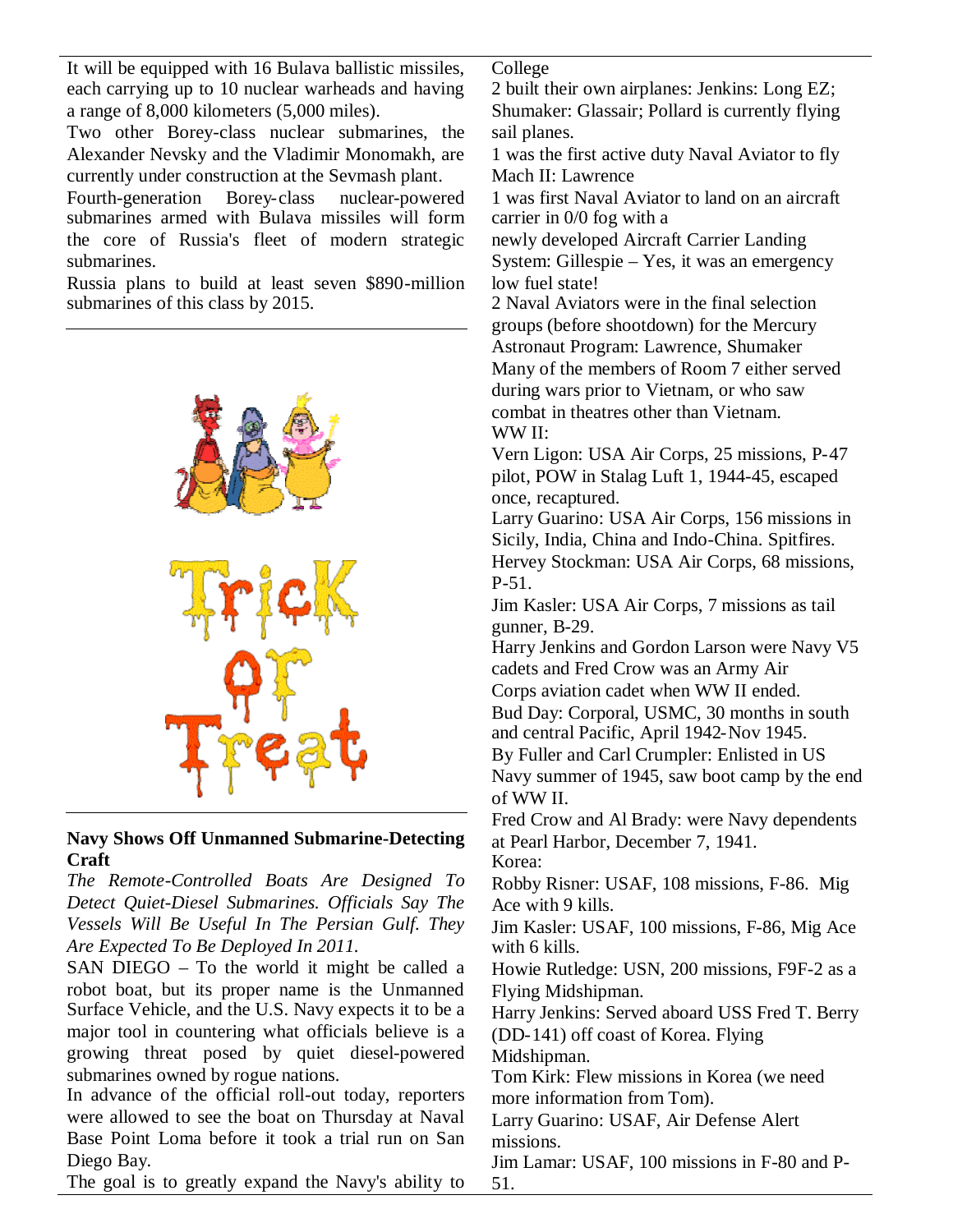It will be equipped with 16 Bulava ballistic missiles, each carrying up to 10 nuclear warheads and having a range of 8,000 kilometers (5,000 miles).

Two other Borey-class nuclear submarines, the Alexander Nevsky and the Vladimir Monomakh, are currently under construction at the Sevmash plant.

Fourth-generation Borey-class nuclear-powered submarines armed with Bulava missiles will form the core of Russia's fleet of modern strategic submarines.

Russia plans to build at least seven $890-million submarines of this class by 2015.

---

Trick or Treat

---

**Navy Shows Off Unmanned Submarine-Detecting Craft**

*The Remote-Controlled Boats Are Designed To Detect Quiet-Diesel Submarines. Officials Say The Vessels Will Be Useful In The Persian Gulf. They Are Expected To Be Deployed In 2011.*

SAN DIEGO – To the world it might be called a robot boat, but its proper name is the Unmanned Surface Vehicle, and the U.S. Navy expects it to be a major tool in countering what officials believe is a growing threat posed by quiet diesel-powered submarines owned by rogue nations.

In advance of the official roll-out today, reporters were allowed to see the boat on Thursday at Naval Base Point Loma before it took a trial run on San Diego Bay.

The goal is to greatly expand the Navy's ability to

College

2 built their own airplanes: Jenkins: Long EZ; Shumaker: Glassair; Pollard is currently flying sail planes.

1 was the first active duty Naval Aviator to fly Mach II: Lawrence

1 was first Naval Aviator to land on an aircraft carrier in 0/0 fog with a newly developed Aircraft Carrier Landing System: Gillespie – Yes, it was an emergency low fuel state!

2 Naval Aviators were in the final selection groups (before shootdown) for the Mercury Astronaut Program: Lawrence, Shumaker

Many of the members of Room 7 either served during wars prior to Vietnam, or who saw combat in theatres other than Vietnam.

WW II:

Vern Ligon: USA Air Corps, 25 missions, P-47 pilot, POW in Stalag Luft 1, 1944-45, escaped once, recaptured.

Larry Guarino: USA Air Corps, 156 missions in Sicily, India, China and Indo-China. Spitfires.

Hervey Stockman: USA Air Corps, 68 missions, P-51.

Jim Kasler: USA Air Corps, 7 missions as tail gunner, B-29.

Harry Jenkins and Gordon Larson were Navy V5 cadets and Fred Crow was an Army Air Corps aviation cadet when WW II ended.

Bud Day: Corporal, USMC, 30 months in south and central Pacific, April 1942-Nov 1945.

By Fuller and Carl Crumpler: Enlisted in US Navy summer of 1945, saw boot camp by the end of WW II.

Fred Crow and Al Brady: were Navy dependents at Pearl Harbor, December 7, 1941.

Korea:

Robby Risner: USAF, 108 missions, F-86. Mig Ace with 9 kills.

Jim Kasler: USAF, 100 missions, F-86, Mig Ace with 6 kills.

Howie Rutledge: USN, 200 missions, F9F-2 as a Flying Midshipman.

Harry Jenkins: Served aboard USS Fred T. Berry (DD-141) off coast of Korea. Flying Midshipman.

Tom Kirk: Flew missions in Korea (we need more information from Tom).

Larry Guarino: USAF, Air Defense Alert missions.

Jim Lamar: USAF, 100 missions in F-80 and P-51.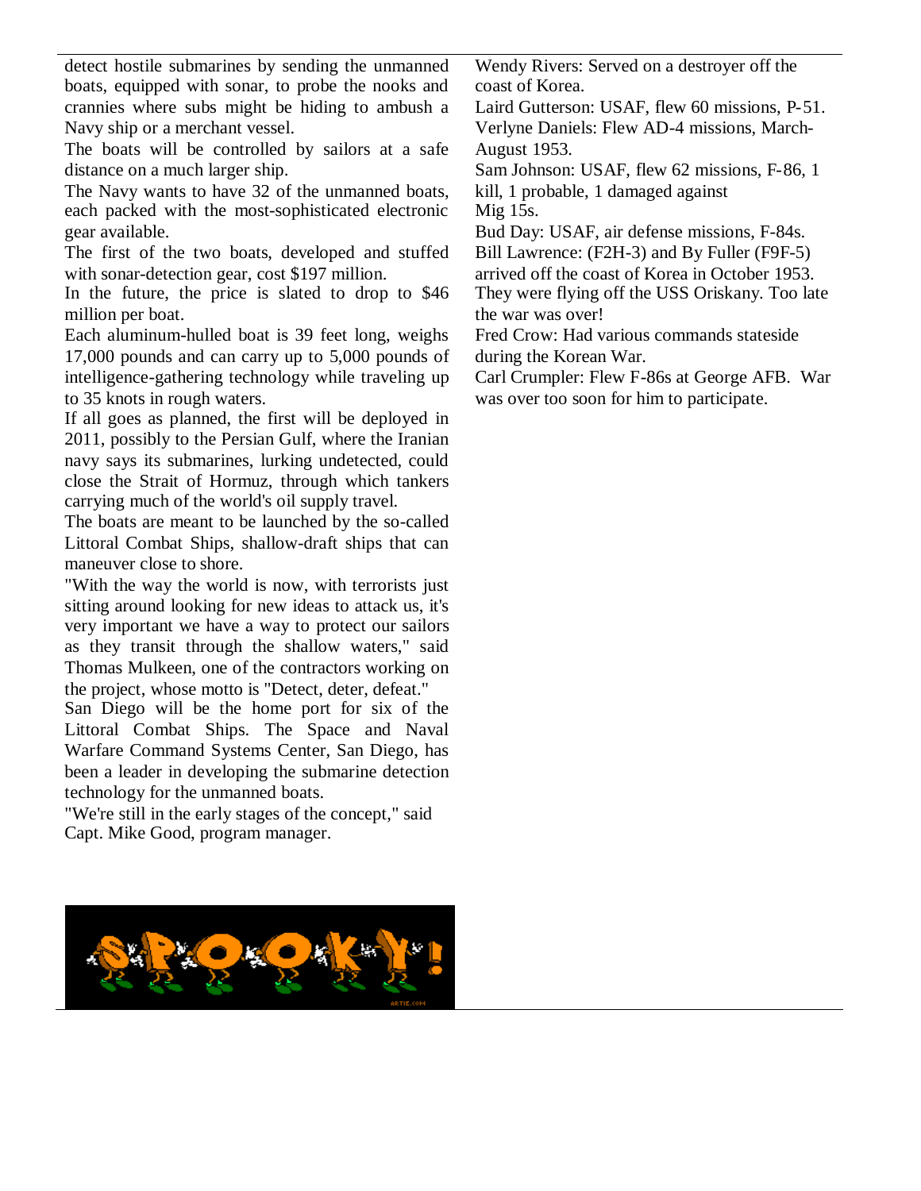detect hostile submarines by sending the unmanned boats, equipped with sonar, to probe the nooks and crannies where subs might be hiding to ambush a Navy ship or a merchant vessel.

The boats will be controlled by sailors at a safe distance on a much larger ship.

The Navy wants to have 32 of the unmanned boats, each packed with the most-sophisticated electronic gear available.

The first of the two boats, developed and stuffed with sonar-detection gear, cost $197 million.

In the future, the price is slated to drop to $46 million per boat.

Each aluminum-hulled boat is 39 feet long, weighs 17,000 pounds and can carry up to 5,000 pounds of intelligence-gathering technology while traveling up to 35 knots in rough waters.

If all goes as planned, the first will be deployed in 2011, possibly to the Persian Gulf, where the Iranian navy says its submarines, lurking undetected, could close the Strait of Hormuz, through which tankers carrying much of the world's oil supply travel.

The boats are meant to be launched by the so-called Littoral Combat Ships, shallow-draft ships that can maneuver close to shore.

"With the way the world is now, with terrorists just sitting around looking for new ideas to attack us, it's very important we have a way to protect our sailors as they transit through the shallow waters," said Thomas Mulkeen, one of the contractors working on the project, whose motto is "Detect, deter, defeat."

San Diego will be the home port for six of the Littoral Combat Ships. The Space and Naval Warfare Command Systems Center, San Diego, has been a leader in developing the submarine detection technology for the unmanned boats.

"We're still in the early stages of the concept," said Capt. Mike Good, program manager.

Wendy Rivers: Served on a destroyer off the coast of Korea.

Laird Gutterson: USAF, flew 60 missions, P-51.

Verlyne Daniels: Flew AD-4 missions, March-August 1953.

Sam Johnson: USAF, flew 62 missions, F-86, 1 kill, 1 probable, 1 damaged against Mig 15s.

Bud Day: USAF, air defense missions, F-84s.

Bill Lawrence: (F2H-3) and By Fuller (F9F-5) arrived off the coast of Korea in October 1953. They were flying off the USS Oriskany. Too late the war was over!

Fred Crow: Had various commands stateside during the Korean War.

Carl Crumpler: Flew F-86s at George AFB. War was over too soon for him to participate.